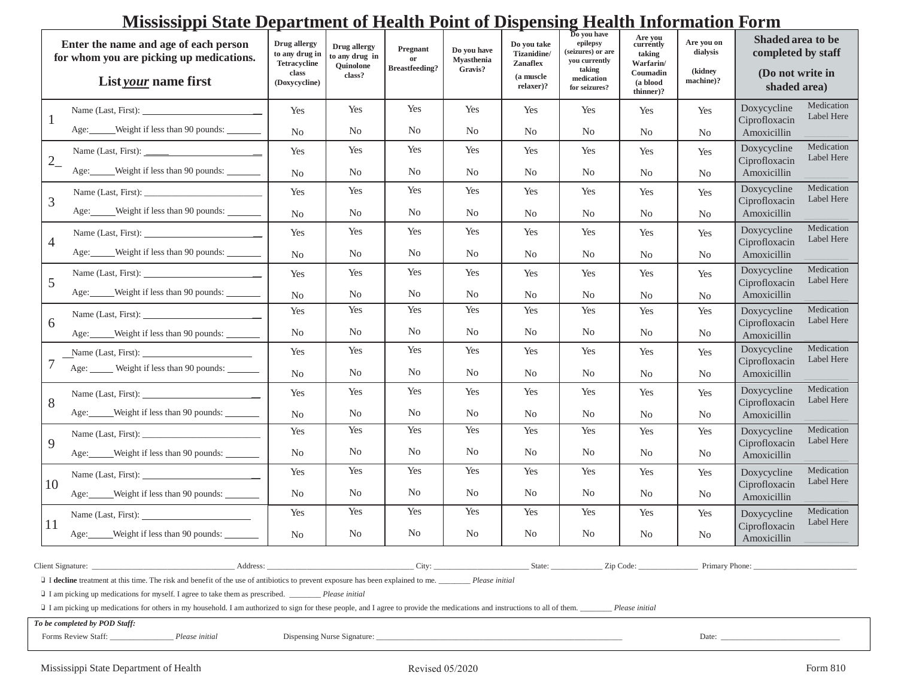# Mississippi State Department of Health Point of Dispensing Health Information Form

| Enter the name and age of each person for whom you are picking up medications. List ***your*** name first | Drug allergy to any drug in Tetracycline class (Doxycycline) | Drug allergy to any drug in Quinolone class? | Pregnant or Breastfeeding? | Do you have Myasthenia Gravis? | Do you take Tizanidine/ Zanaflex (a muscle relaxer)? | Do you have epilepsy (seizures) or are you currently taking medication for seizures? | Are you currently taking Warfarin/ Coumadin (a blood thinner)? | Are you on dialysis (kidney machine)? | Shaded area to be completed by staff (Do not write in shaded area) |
|---|---|---|---|---|---|---|---|---|---|
| 1 Name (Last, First): ______ Age:_____ Weight if less than 90 pounds: _______ | Yes No | Yes No | Yes No | Yes No | Yes No | Yes No | Yes No | Yes No | Doxycycline Ciprofloxacin Amoxicillin / Medication Label Here |
| 2 Name (Last, First): ______ Age:_____ Weight if less than 90 pounds: _______ | Yes No | Yes No | Yes No | Yes No | Yes No | Yes No | Yes No | Yes No | Doxycycline Ciprofloxacin Amoxicillin / Medication Label Here |
| 3 Name (Last, First): ______ Age:_____ Weight if less than 90 pounds: _______ | Yes No | Yes No | Yes No | Yes No | Yes No | Yes No | Yes No | Yes No | Doxycycline Ciprofloxacin Amoxicillin / Medication Label Here |
| 4 Name (Last, First): ______ Age:_____ Weight if less than 90 pounds: _______ | Yes No | Yes No | Yes No | Yes No | Yes No | Yes No | Yes No | Yes No | Doxycycline Ciprofloxacin Amoxicillin / Medication Label Here |
| 5 Name (Last, First): ______ Age:_____ Weight if less than 90 pounds: _______ | Yes No | Yes No | Yes No | Yes No | Yes No | Yes No | Yes No | Yes No | Doxycycline Ciprofloxacin Amoxicillin / Medication Label Here |
| 6 Name (Last, First): ______ Age:_____ Weight if less than 90 pounds: _______ | Yes No | Yes No | Yes No | Yes No | Yes No | Yes No | Yes No | Yes No | Doxycycline Ciprofloxacin Amoxicillin / Medication Label Here |
| 7 Name (Last, First): ______ Age: _____ Weight if less than 90 pounds: _______ | Yes No | Yes No | Yes No | Yes No | Yes No | Yes No | Yes No | Yes No | Doxycycline Ciprofloxacin Amoxicillin / Medication Label Here |
| 8 Name (Last, First): ______ Age:_____ Weight if less than 90 pounds: _______ | Yes No | Yes No | Yes No | Yes No | Yes No | Yes No | Yes No | Yes No | Doxycycline Ciprofloxacin Amoxicillin / Medication Label Here |
| 9 Name (Last, First): ______ Age:_____ Weight if less than 90 pounds: _______ | Yes No | Yes No | Yes No | Yes No | Yes No | Yes No | Yes No | Yes No | Doxycycline Ciprofloxacin Amoxicillin / Medication Label Here |
| 10 Name (Last, First): ______ Age:_____ Weight if less than 90 pounds: _______ | Yes No | Yes No | Yes No | Yes No | Yes No | Yes No | Yes No | Yes No | Doxycycline Ciprofloxacin Amoxicillin / Medication Label Here |
| 11 Name (Last, First): ______ Age:_____ Weight if less than 90 pounds: _______ | Yes No | Yes No | Yes No | Yes No | Yes No | Yes No | Yes No | Yes No | Doxycycline Ciprofloxacin Amoxicillin / Medication Label Here |

Client Signature: ______________ Address: ______________ City: ______________ State: __________ Zip Code: __________ Primary Phone: ______________

- ❑ I **decline** treatment at this time. The risk and benefit of the use of antibiotics to prevent exposure has been explained to me. ________ *Please initial*
- ❑ I am picking up medications for myself. I agree to take them as prescribed. ________ *Please initial*
- ❑ I am picking up medications for others in my household. I am authorized to sign for these people, and I agree to provide the medications and instructions to all of them. ________ *Please initial*

***To be completed by POD Staff:***

Forms Review Staff: ______________ *Please initial* Dispensing Nurse Signature: ______________________ Date: ______________

Mississippi State Department of Health Revised 05/2020 Form 810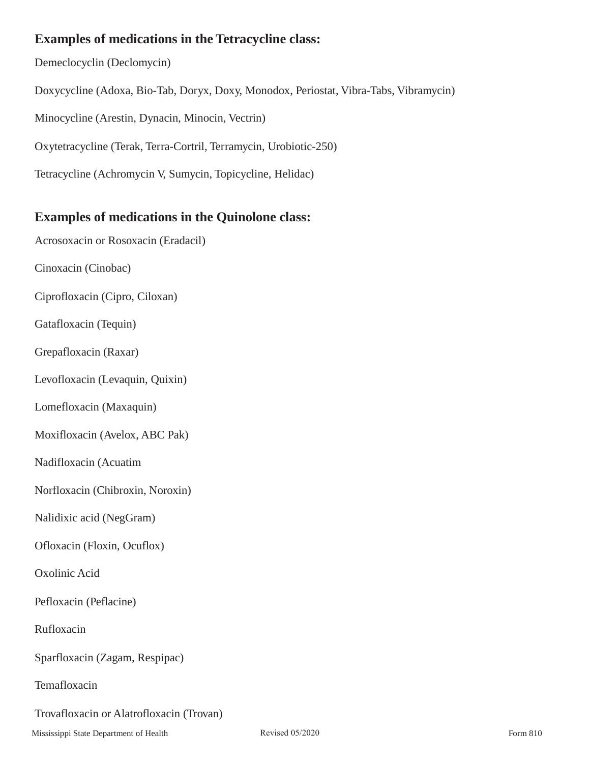## Examples of medications in the Tetracycline class:

Demeclocyclin (Declomycin)

Doxycycline (Adoxa, Bio-Tab, Doryx, Doxy, Monodox, Periostat, Vibra-Tabs, Vibramycin)

Minocycline (Arestin, Dynacin, Minocin, Vectrin)

Oxytetracycline (Terak, Terra-Cortril, Terramycin, Urobiotic-250)

Tetracycline (Achromycin V, Sumycin, Topicycline, Helidac)

## Examples of medications in the Quinolone class:

Acrosoxacin or Rosoxacin (Eradacil)

Cinoxacin (Cinobac)

Ciprofloxacin (Cipro, Ciloxan)

Gatafloxacin (Tequin)

Grepafloxacin (Raxar)

Levofloxacin (Levaquin, Quixin)

Lomefloxacin (Maxaquin)

Moxifloxacin (Avelox, ABC Pak)

Nadifloxacin (Acuatim

Norfloxacin (Chibroxin, Noroxin)

Nalidixic acid (NegGram)

Ofloxacin (Floxin, Ocuflox)

Oxolinic Acid

Pefloxacin (Peflacine)

Rufloxacin

Sparfloxacin (Zagam, Respipac)

Temafloxacin

Trovafloxacin or Alatrofloxacin (Trovan)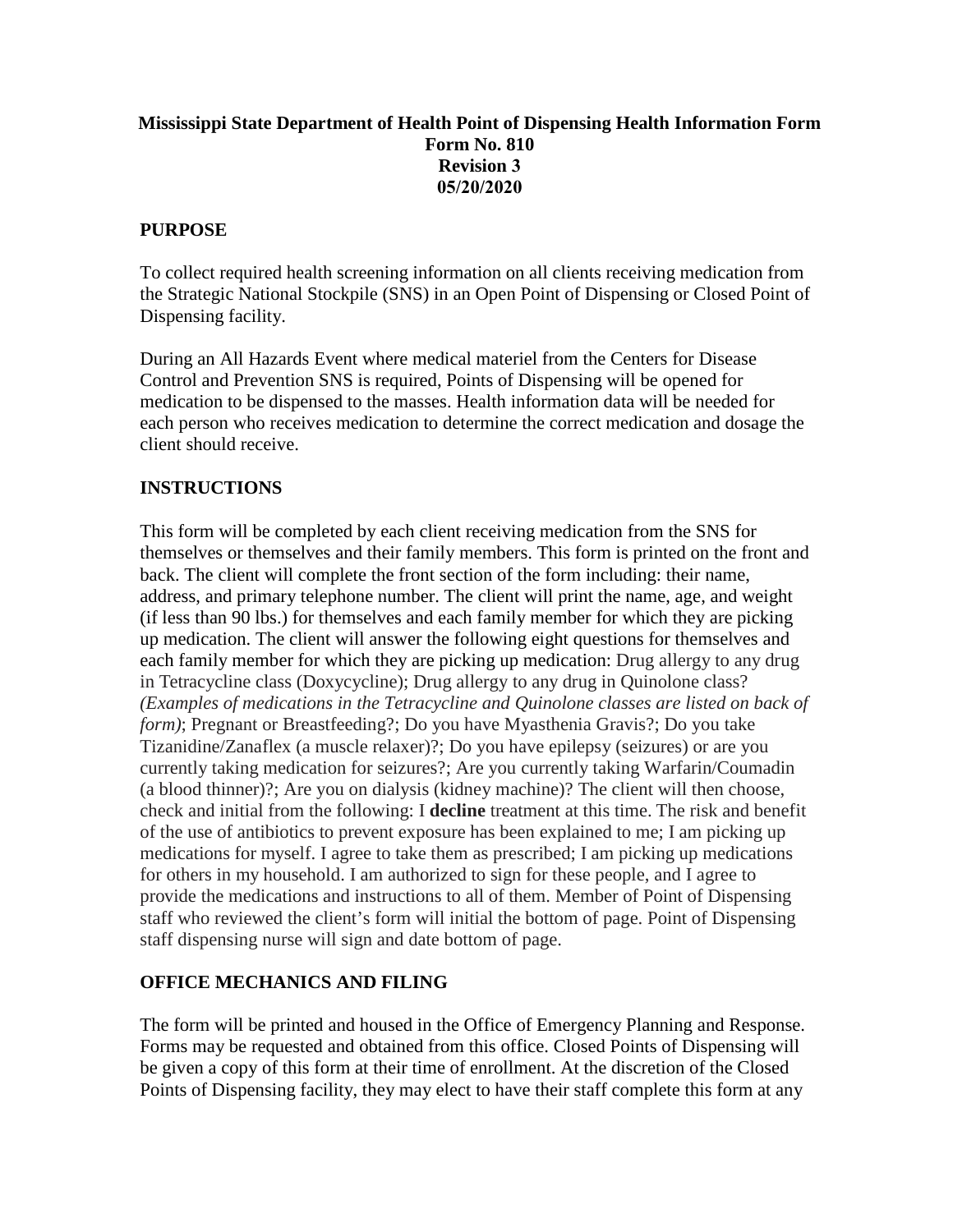**Mississippi State Department of Health Point of Dispensing Health Information Form**
**Form No. 810**
**Revision 3**
**05/20/2020**

## PURPOSE

To collect required health screening information on all clients receiving medication from the Strategic National Stockpile (SNS) in an Open Point of Dispensing or Closed Point of Dispensing facility.

During an All Hazards Event where medical materiel from the Centers for Disease Control and Prevention SNS is required, Points of Dispensing will be opened for medication to be dispensed to the masses. Health information data will be needed for each person who receives medication to determine the correct medication and dosage the client should receive.

## INSTRUCTIONS

This form will be completed by each client receiving medication from the SNS for themselves or themselves and their family members. This form is printed on the front and back. The client will complete the front section of the form including: their name, address, and primary telephone number. The client will print the name, age, and weight (if less than 90 lbs.) for themselves and each family member for which they are picking up medication. The client will answer the following eight questions for themselves and each family member for which they are picking up medication: Drug allergy to any drug in Tetracycline class (Doxycycline); Drug allergy to any drug in Quinolone class? *(Examples of medications in the Tetracycline and Quinolone classes are listed on back of form)*; Pregnant or Breastfeeding?; Do you have Myasthenia Gravis?; Do you take Tizanidine/Zanaflex (a muscle relaxer)?; Do you have epilepsy (seizures) or are you currently taking medication for seizures?; Are you currently taking Warfarin/Coumadin (a blood thinner)?; Are you on dialysis (kidney machine)? The client will then choose, check and initial from the following: I **decline** treatment at this time. The risk and benefit of the use of antibiotics to prevent exposure has been explained to me; I am picking up medications for myself. I agree to take them as prescribed; I am picking up medications for others in my household. I am authorized to sign for these people, and I agree to provide the medications and instructions to all of them. Member of Point of Dispensing staff who reviewed the client's form will initial the bottom of page. Point of Dispensing staff dispensing nurse will sign and date bottom of page.

## OFFICE MECHANICS AND FILING

The form will be printed and housed in the Office of Emergency Planning and Response. Forms may be requested and obtained from this office. Closed Points of Dispensing will be given a copy of this form at their time of enrollment. At the discretion of the Closed Points of Dispensing facility, they may elect to have their staff complete this form at any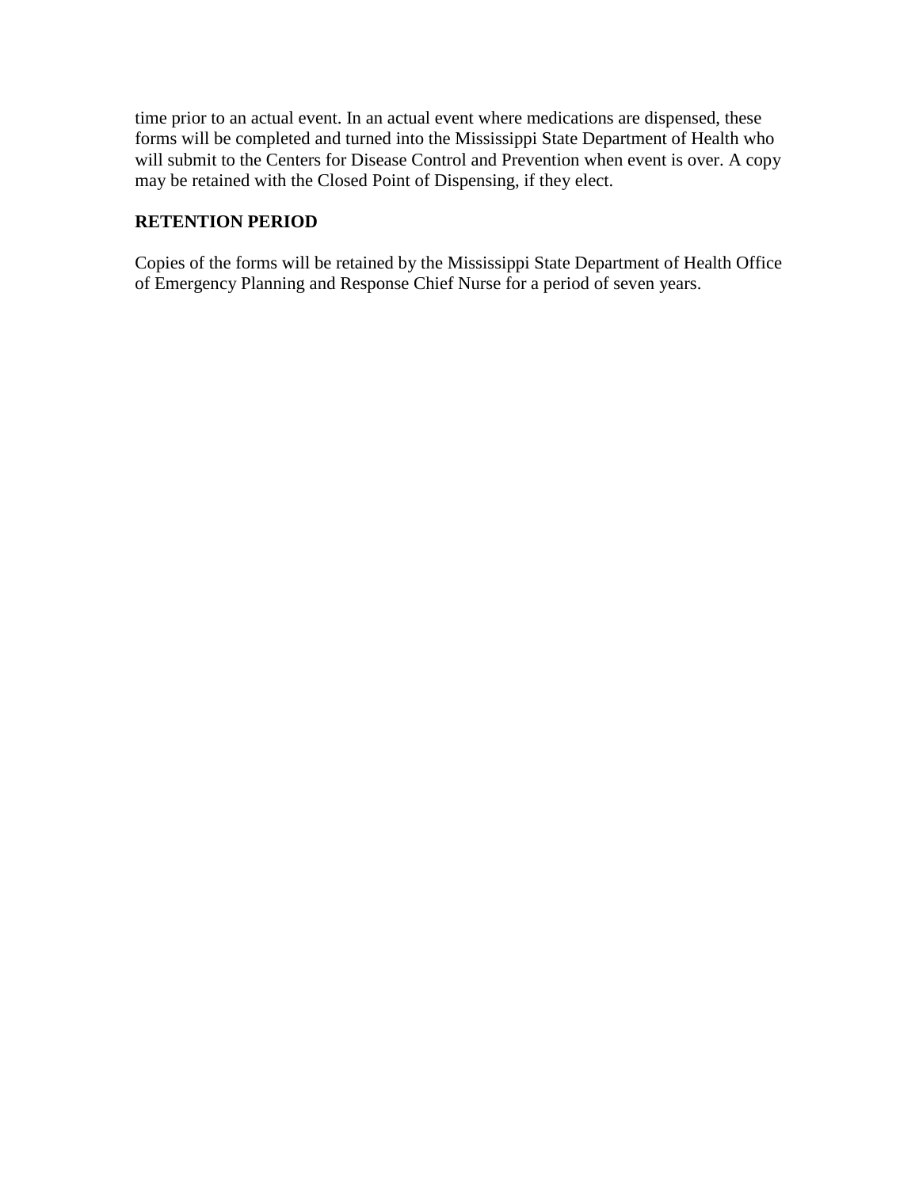time prior to an actual event. In an actual event where medications are dispensed, these forms will be completed and turned into the Mississippi State Department of Health who will submit to the Centers for Disease Control and Prevention when event is over. A copy may be retained with the Closed Point of Dispensing, if they elect.

**RETENTION PERIOD**

Copies of the forms will be retained by the Mississippi State Department of Health Office of Emergency Planning and Response Chief Nurse for a period of seven years.